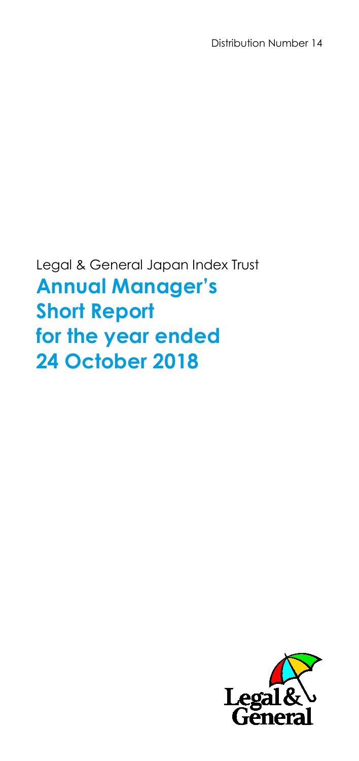Distribution Number 14

Legal & General Japan Index Trust

# Annual Manager's Short Report for the year ended 24 October 2018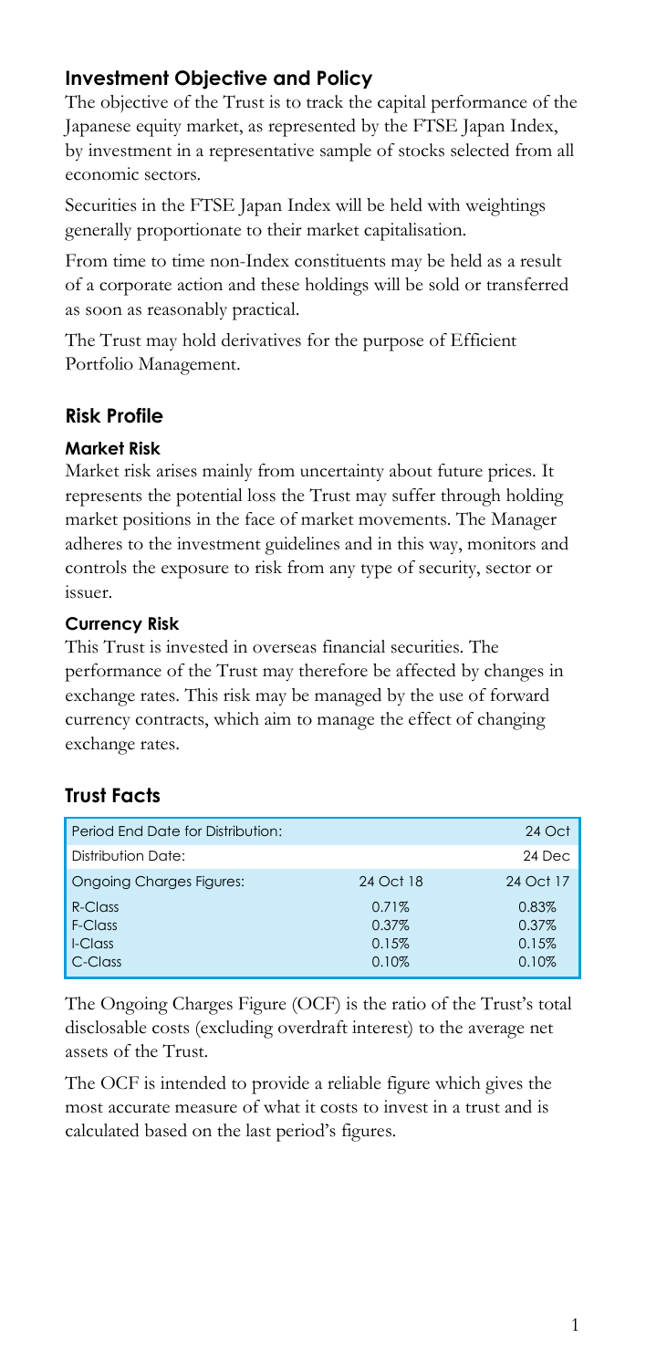## Investment Objective and Policy

The objective of the Trust is to track the capital performance of the Japanese equity market, as represented by the FTSE Japan Index, by investment in a representative sample of stocks selected from all economic sectors.

Securities in the FTSE Japan Index will be held with weightings generally proportionate to their market capitalisation.

From time to time non-Index constituents may be held as a result of a corporate action and these holdings will be sold or transferred as soon as reasonably practical.

The Trust may hold derivatives for the purpose of Efficient Portfolio Management.

## Risk Profile

### Market Risk

Market risk arises mainly from uncertainty about future prices. It represents the potential loss the Trust may suffer through holding market positions in the face of market movements. The Manager adheres to the investment guidelines and in this way, monitors and controls the exposure to risk from any type of security, sector or issuer.

### Currency Risk

This Trust is invested in overseas financial securities. The performance of the Trust may therefore be affected by changes in exchange rates. This risk may be managed by the use of forward currency contracts, which aim to manage the effect of changing exchange rates.

## Trust Facts

| Period End Date for Distribution: | | 24 Oct |
|---|---|---|
| Distribution Date: | | 24 Dec |
| Ongoing Charges Figures: | 24 Oct 18 | 24 Oct 17 |
| R-Class | 0.71% | 0.83% |
| F-Class | 0.37% | 0.37% |
| I-Class | 0.15% | 0.15% |
| C-Class | 0.10% | 0.10% |

The Ongoing Charges Figure (OCF) is the ratio of the Trust's total disclosable costs (excluding overdraft interest) to the average net assets of the Trust.

The OCF is intended to provide a reliable figure which gives the most accurate measure of what it costs to invest in a trust and is calculated based on the last period's figures.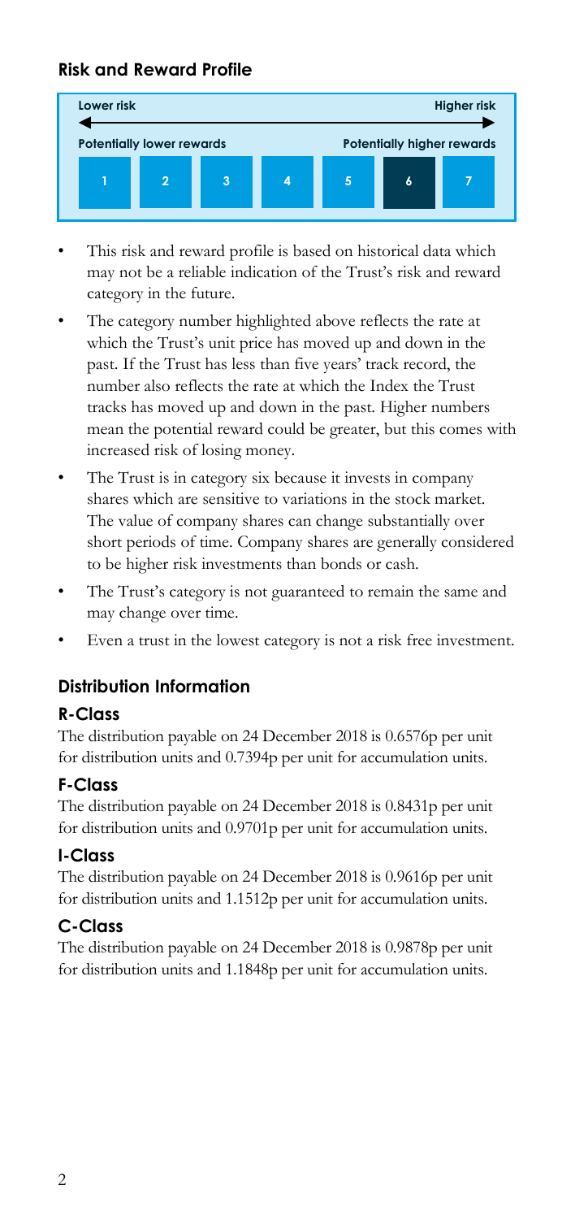## Risk and Reward Profile

| Lower risk | | | | | | Higher risk |
|---|---|---|---|---|---|---|
| Potentially lower rewards | | | | Potentially higher rewards | | |
| 1 | 2 | 3 | 4 | 5 | **6** | 7 |

- This risk and reward profile is based on historical data which may not be a reliable indication of the Trust's risk and reward category in the future.
- The category number highlighted above reflects the rate at which the Trust's unit price has moved up and down in the past. If the Trust has less than five years' track record, the number also reflects the rate at which the Index the Trust tracks has moved up and down in the past. Higher numbers mean the potential reward could be greater, but this comes with increased risk of losing money.
- The Trust is in category six because it invests in company shares which are sensitive to variations in the stock market. The value of company shares can change substantially over short periods of time. Company shares are generally considered to be higher risk investments than bonds or cash.
- The Trust's category is not guaranteed to remain the same and may change over time.
- Even a trust in the lowest category is not a risk free investment.

## Distribution Information

### R-Class

The distribution payable on 24 December 2018 is 0.6576p per unit for distribution units and 0.7394p per unit for accumulation units.

### F-Class

The distribution payable on 24 December 2018 is 0.8431p per unit for distribution units and 0.9701p per unit for accumulation units.

### I-Class

The distribution payable on 24 December 2018 is 0.9616p per unit for distribution units and 1.1512p per unit for accumulation units.

### C-Class

The distribution payable on 24 December 2018 is 0.9878p per unit for distribution units and 1.1848p per unit for accumulation units.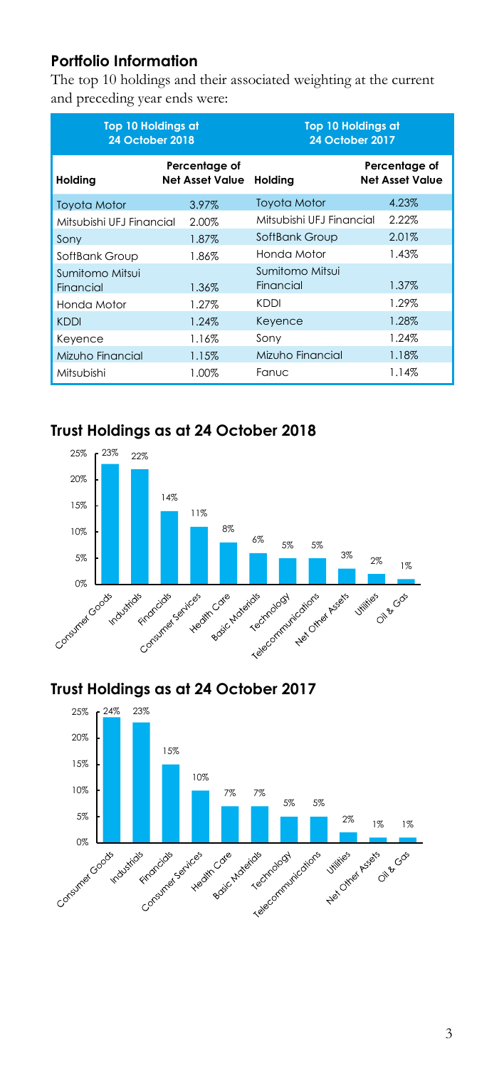## Portfolio Information

The top 10 holdings and their associated weighting at the current and preceding year ends were:

| Top 10 Holdings at 24 October 2018 | | Top 10 Holdings at 24 October 2017 | |
|---|---|---|---|
| **Holding** | **Percentage of Net Asset Value** | **Holding** | **Percentage of Net Asset Value** |
| Toyota Motor | 3.97% | Toyota Motor | 4.23% |
| Mitsubishi UFJ Financial | 2.00% | Mitsubishi UFJ Financial | 2.22% |
| Sony | 1.87% | SoftBank Group | 2.01% |
| SoftBank Group | 1.86% | Honda Motor | 1.43% |
| Sumitomo Mitsui Financial | 1.36% | Sumitomo Mitsui Financial | 1.37% |
| Honda Motor | 1.27% | KDDI | 1.29% |
| KDDI | 1.24% | Keyence | 1.28% |
| Keyence | 1.16% | Sony | 1.24% |
| Mizuho Financial | 1.15% | Mizuho Financial | 1.18% |
| Mitsubishi | 1.00% | Fanuc | 1.14% |

## Trust Holdings as at 24 October 2018

| Sector | % |
|---|---|
| Consumer Goods | 23% |
| Industrials | 22% |
| Financials | 14% |
| Consumer Services | 11% |
| Health Care | 8% |
| Basic Materials | 6% |
| Technology | 5% |
| Telecommunications | 5% |
| Net Other Assets | 3% |
| Utilities | 2% |
| Oil & Gas | 1% |

## Trust Holdings as at 24 October 2017

| Sector | % |
|---|---|
| Consumer Goods | 24% |
| Industrials | 23% |
| Financials | 15% |
| Consumer Services | 10% |
| Health Care | 7% |
| Basic Materials | 7% |
| Technology | 5% |
| Telecommunications | 5% |
| Utilities | 2% |
| Net Other Assets | 1% |
| Oil & Gas | 1% |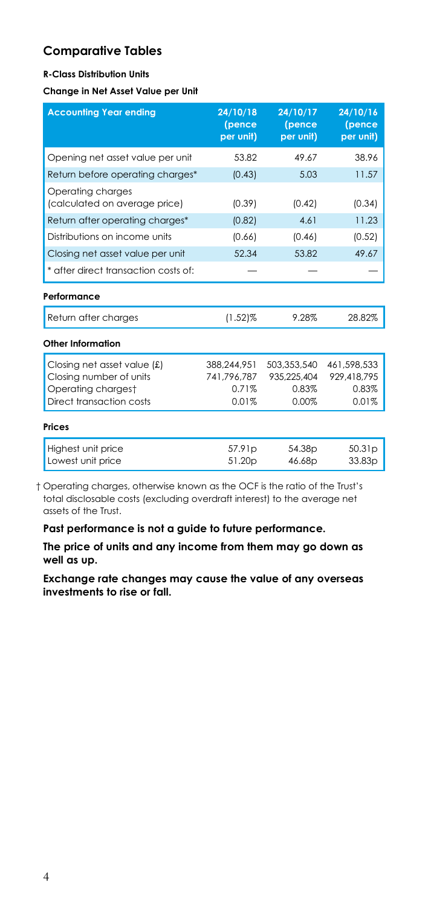## Comparative Tables

**R-Class Distribution Units**

**Change in Net Asset Value per Unit**

| Accounting Year ending | 24/10/18 (pence per unit) | 24/10/17 (pence per unit) | 24/10/16 (pence per unit) |
|---|---|---|---|
| Opening net asset value per unit | 53.82 | 49.67 | 38.96 |
| Return before operating charges* | (0.43) | 5.03 | 11.57 |
| Operating charges (calculated on average price) | (0.39) | (0.42) | (0.34) |
| Return after operating charges* | (0.82) | 4.61 | 11.23 |
| Distributions on income units | (0.66) | (0.46) | (0.52) |
| Closing net asset value per unit | 52.34 | 53.82 | 49.67 |
| * after direct transaction costs of: | — | — | — |

**Performance**

| | | | |
|---|---|---|---|
| Return after charges | (1.52)% | 9.28% | 28.82% |

**Other Information**

| | | | |
|---|---|---|---|
| Closing net asset value (£) | 388,244,951 | 503,353,540 | 461,598,533 |
| Closing number of units | 741,796,787 | 935,225,404 | 929,418,795 |
| Operating charges† | 0.71% | 0.83% | 0.83% |
| Direct transaction costs | 0.01% | 0.00% | 0.01% |

**Prices**

| | | | |
|---|---|---|---|
| Highest unit price | 57.91p | 54.38p | 50.31p |
| Lowest unit price | 51.20p | 46.68p | 33.83p |

† Operating charges, otherwise known as the OCF is the ratio of the Trust's total disclosable costs (excluding overdraft interest) to the average net assets of the Trust.

**Past performance is not a guide to future performance.**

**The price of units and any income from them may go down as well as up.**

**Exchange rate changes may cause the value of any overseas investments to rise or fall.**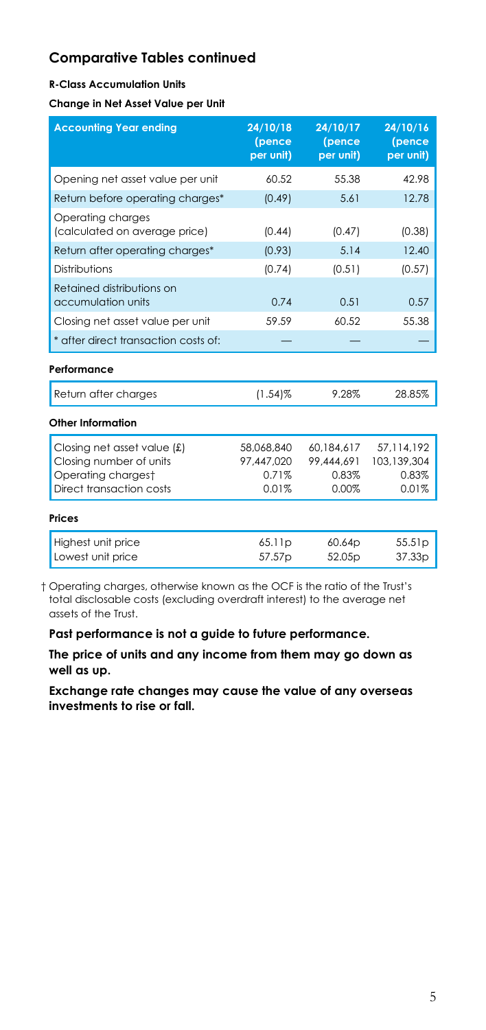## Comparative Tables continued

**R-Class Accumulation Units**

**Change in Net Asset Value per Unit**

| Accounting Year ending | 24/10/18 (pence per unit) | 24/10/17 (pence per unit) | 24/10/16 (pence per unit) |
|---|---|---|---|
| Opening net asset value per unit | 60.52 | 55.38 | 42.98 |
| Return before operating charges* | (0.49) | 5.61 | 12.78 |
| Operating charges (calculated on average price) | (0.44) | (0.47) | (0.38) |
| Return after operating charges* | (0.93) | 5.14 | 12.40 |
| Distributions | (0.74) | (0.51) | (0.57) |
| Retained distributions on accumulation units | 0.74 | 0.51 | 0.57 |
| Closing net asset value per unit | 59.59 | 60.52 | 55.38 |
| * after direct transaction costs of: | — | — | — |

**Performance**

| | | | |
|---|---|---|---|
| Return after charges | (1.54)% | 9.28% | 28.85% |

**Other Information**

| | | | |
|---|---|---|---|
| Closing net asset value (£) | 58,068,840 | 60,184,617 | 57,114,192 |
| Closing number of units | 97,447,020 | 99,444,691 | 103,139,304 |
| Operating charges† | 0.71% | 0.83% | 0.83% |
| Direct transaction costs | 0.01% | 0.00% | 0.01% |

**Prices**

| | | | |
|---|---|---|---|
| Highest unit price | 65.11p | 60.64p | 55.51p |
| Lowest unit price | 57.57p | 52.05p | 37.33p |

† Operating charges, otherwise known as the OCF is the ratio of the Trust's total disclosable costs (excluding overdraft interest) to the average net assets of the Trust.

**Past performance is not a guide to future performance.**

**The price of units and any income from them may go down as well as up.**

**Exchange rate changes may cause the value of any overseas investments to rise or fall.**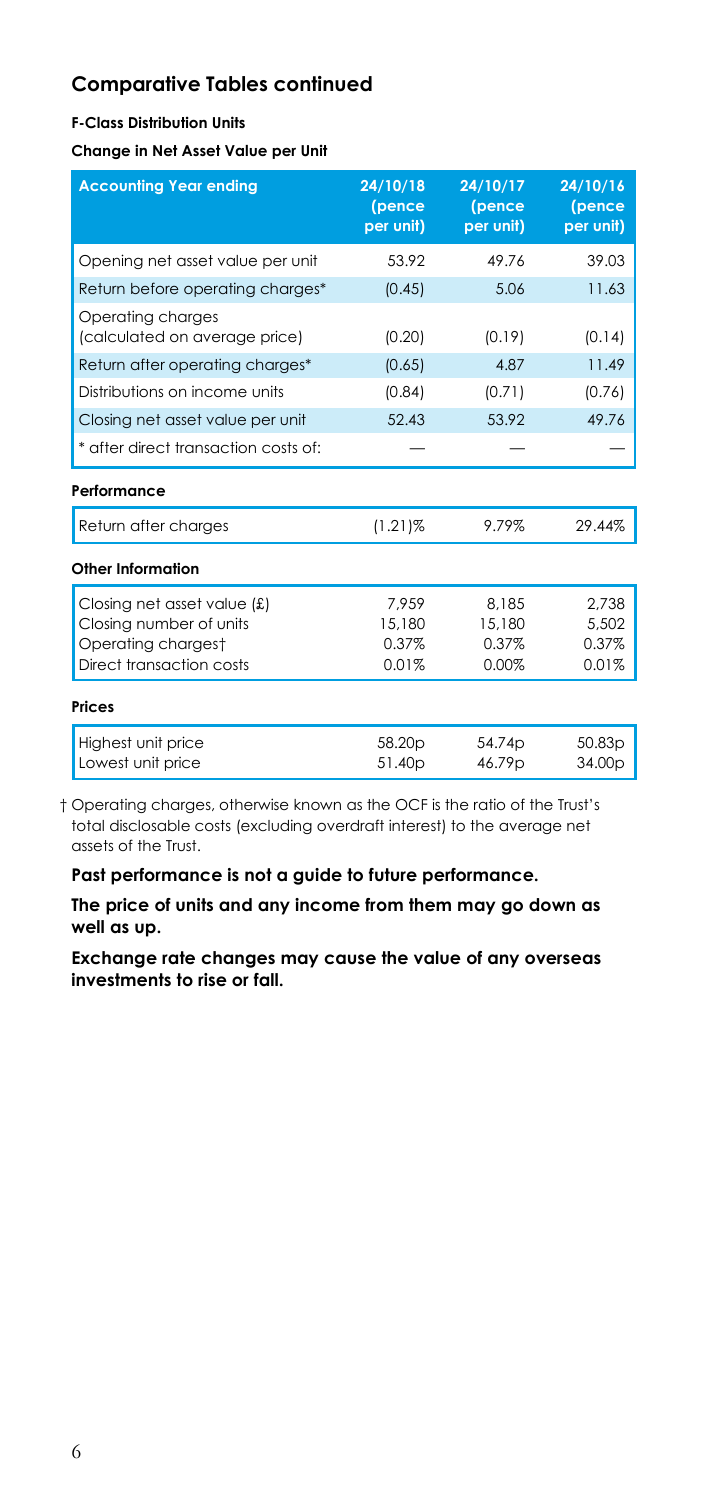## Comparative Tables continued

**F-Class Distribution Units**

**Change in Net Asset Value per Unit**

| Accounting Year ending | 24/10/18 (pence per unit) | 24/10/17 (pence per unit) | 24/10/16 (pence per unit) |
|---|---|---|---|
| Opening net asset value per unit | 53.92 | 49.76 | 39.03 |
| Return before operating charges* | (0.45) | 5.06 | 11.63 |
| Operating charges (calculated on average price) | (0.20) | (0.19) | (0.14) |
| Return after operating charges* | (0.65) | 4.87 | 11.49 |
| Distributions on income units | (0.84) | (0.71) | (0.76) |
| Closing net asset value per unit | 52.43 | 53.92 | 49.76 |
| * after direct transaction costs of: | — | — | — |
| **Performance** | | | |
| Return after charges | (1.21)% | 9.79% | 29.44% |
| **Other Information** | | | |
| Closing net asset value (£) | 7,959 | 8,185 | 2,738 |
| Closing number of units | 15,180 | 15,180 | 5,502 |
| Operating charges† | 0.37% | 0.37% | 0.37% |
| Direct transaction costs | 0.01% | 0.00% | 0.01% |
| **Prices** | | | |
| Highest unit price | 58.20p | 54.74p | 50.83p |
| Lowest unit price | 51.40p | 46.79p | 34.00p |

† Operating charges, otherwise known as the OCF is the ratio of the Trust's total disclosable costs (excluding overdraft interest) to the average net assets of the Trust.

**Past performance is not a guide to future performance.**

**The price of units and any income from them may go down as well as up.**

**Exchange rate changes may cause the value of any overseas investments to rise or fall.**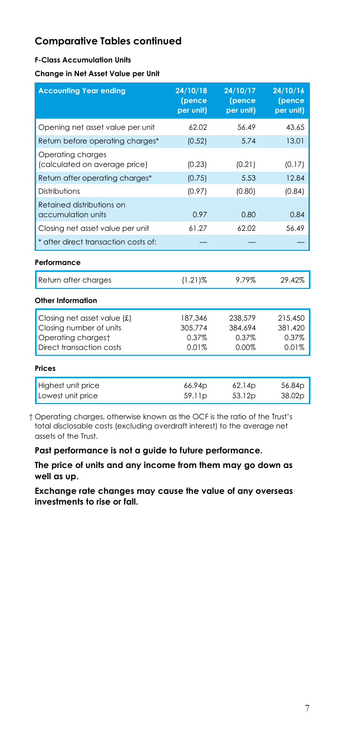## Comparative Tables continued

**F-Class Accumulation Units**

**Change in Net Asset Value per Unit**

| Accounting Year ending | 24/10/18 (pence per unit) | 24/10/17 (pence per unit) | 24/10/16 (pence per unit) |
|---|---|---|---|
| Opening net asset value per unit | 62.02 | 56.49 | 43.65 |
| Return before operating charges* | (0.52) | 5.74 | 13.01 |
| Operating charges (calculated on average price) | (0.23) | (0.21) | (0.17) |
| Return after operating charges* | (0.75) | 5.53 | 12.84 |
| Distributions | (0.97) | (0.80) | (0.84) |
| Retained distributions on accumulation units | 0.97 | 0.80 | 0.84 |
| Closing net asset value per unit | 61.27 | 62.02 | 56.49 |
| * after direct transaction costs of: | — | — | — |

**Performance**

| | | | |
|---|---|---|---|
| Return after charges | (1.21)% | 9.79% | 29.42% |

**Other Information**

| | | | |
|---|---|---|---|
| Closing net asset value (£) | 187,346 | 238,579 | 215,450 |
| Closing number of units | 305,774 | 384,694 | 381,420 |
| Operating charges† | 0.37% | 0.37% | 0.37% |
| Direct transaction costs | 0.01% | 0.00% | 0.01% |

**Prices**

| | | | |
|---|---|---|---|
| Highest unit price | 66.94p | 62.14p | 56.84p |
| Lowest unit price | 59.11p | 53.12p | 38.02p |

† Operating charges, otherwise known as the OCF is the ratio of the Trust's total disclosable costs (excluding overdraft interest) to the average net assets of the Trust.

**Past performance is not a guide to future performance.**

**The price of units and any income from them may go down as well as up.**

**Exchange rate changes may cause the value of any overseas investments to rise or fall.**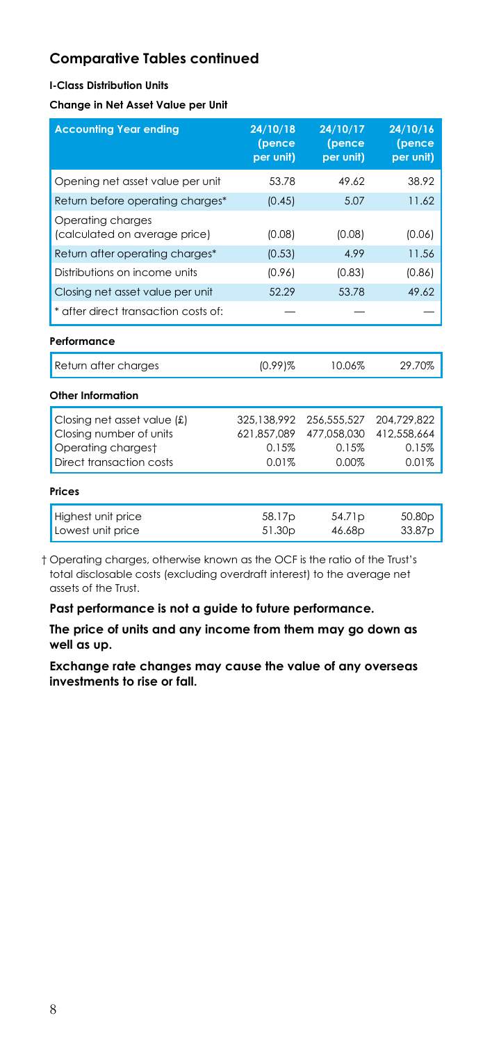## Comparative Tables continued

**I-Class Distribution Units**

**Change in Net Asset Value per Unit**

| Accounting Year ending | 24/10/18 (pence per unit) | 24/10/17 (pence per unit) | 24/10/16 (pence per unit) |
|---|---|---|---|
| Opening net asset value per unit | 53.78 | 49.62 | 38.92 |
| Return before operating charges* | (0.45) | 5.07 | 11.62 |
| Operating charges (calculated on average price) | (0.08) | (0.08) | (0.06) |
| Return after operating charges* | (0.53) | 4.99 | 11.56 |
| Distributions on income units | (0.96) | (0.83) | (0.86) |
| Closing net asset value per unit | 52.29 | 53.78 | 49.62 |
| * after direct transaction costs of: | — | — | — |

**Performance**

| | | | |
|---|---|---|---|
| Return after charges | (0.99)% | 10.06% | 29.70% |

**Other Information**

| | | | |
|---|---|---|---|
| Closing net asset value (£) | 325,138,992 | 256,555,527 | 204,729,822 |
| Closing number of units | 621,857,089 | 477,058,030 | 412,558,664 |
| Operating charges† | 0.15% | 0.15% | 0.15% |
| Direct transaction costs | 0.01% | 0.00% | 0.01% |

**Prices**

| | | | |
|---|---|---|---|
| Highest unit price | 58.17p | 54.71p | 50.80p |
| Lowest unit price | 51.30p | 46.68p | 33.87p |

† Operating charges, otherwise known as the OCF is the ratio of the Trust's total disclosable costs (excluding overdraft interest) to the average net assets of the Trust.

**Past performance is not a guide to future performance.**

**The price of units and any income from them may go down as well as up.**

**Exchange rate changes may cause the value of any overseas investments to rise or fall.**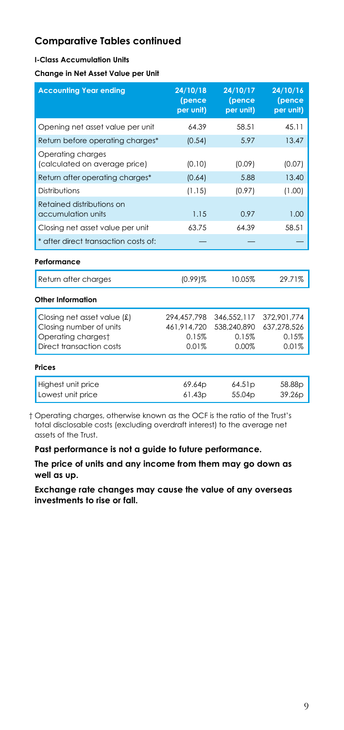## Comparative Tables continued

**I-Class Accumulation Units**

**Change in Net Asset Value per Unit**

| Accounting Year ending | 24/10/18 (pence per unit) | 24/10/17 (pence per unit) | 24/10/16 (pence per unit) |
|---|---|---|---|
| Opening net asset value per unit | 64.39 | 58.51 | 45.11 |
| Return before operating charges* | (0.54) | 5.97 | 13.47 |
| Operating charges (calculated on average price) | (0.10) | (0.09) | (0.07) |
| Return after operating charges* | (0.64) | 5.88 | 13.40 |
| Distributions | (1.15) | (0.97) | (1.00) |
| Retained distributions on accumulation units | 1.15 | 0.97 | 1.00 |
| Closing net asset value per unit | 63.75 | 64.39 | 58.51 |
| * after direct transaction costs of: | — | — | — |

**Performance**

| | | | |
|---|---|---|---|
| Return after charges | (0.99)% | 10.05% | 29.71% |

**Other Information**

| | | | |
|---|---|---|---|
| Closing net asset value (£) | 294,457,798 | 346,552,117 | 372,901,774 |
| Closing number of units | 461,914,720 | 538,240,890 | 637,278,526 |
| Operating charges† | 0.15% | 0.15% | 0.15% |
| Direct transaction costs | 0.01% | 0.00% | 0.01% |

**Prices**

| | | | |
|---|---|---|---|
| Highest unit price | 69.64p | 64.51p | 58.88p |
| Lowest unit price | 61.43p | 55.04p | 39.26p |

† Operating charges, otherwise known as the OCF is the ratio of the Trust's total disclosable costs (excluding overdraft interest) to the average net assets of the Trust.

**Past performance is not a guide to future performance.**

**The price of units and any income from them may go down as well as up.**

**Exchange rate changes may cause the value of any overseas investments to rise or fall.**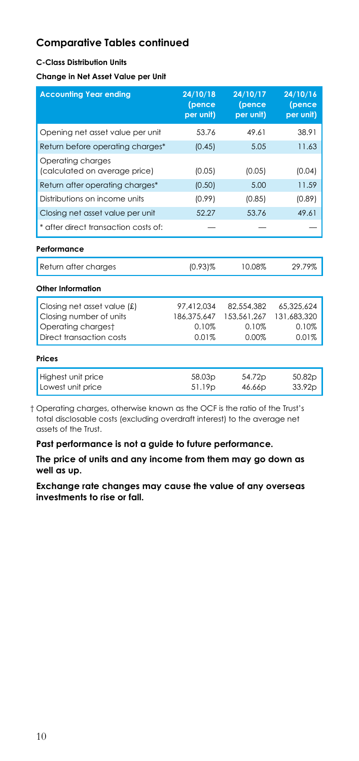## Comparative Tables continued

**C-Class Distribution Units**

**Change in Net Asset Value per Unit**

| Accounting Year ending | 24/10/18 (pence per unit) | 24/10/17 (pence per unit) | 24/10/16 (pence per unit) |
|---|---|---|---|
| Opening net asset value per unit | 53.76 | 49.61 | 38.91 |
| Return before operating charges* | (0.45) | 5.05 | 11.63 |
| Operating charges (calculated on average price) | (0.05) | (0.05) | (0.04) |
| Return after operating charges* | (0.50) | 5.00 | 11.59 |
| Distributions on income units | (0.99) | (0.85) | (0.89) |
| Closing net asset value per unit | 52.27 | 53.76 | 49.61 |
| * after direct transaction costs of: | — | — | — |

**Performance**

| | | | |
|---|---|---|---|
| Return after charges | (0.93)% | 10.08% | 29.79% |

**Other Information**

| | | | |
|---|---|---|---|
| Closing net asset value (£) | 97,412,034 | 82,554,382 | 65,325,624 |
| Closing number of units | 186,375,647 | 153,561,267 | 131,683,320 |
| Operating charges† | 0.10% | 0.10% | 0.10% |
| Direct transaction costs | 0.01% | 0.00% | 0.01% |

**Prices**

| | | | |
|---|---|---|---|
| Highest unit price | 58.03p | 54.72p | 50.82p |
| Lowest unit price | 51.19p | 46.66p | 33.92p |

† Operating charges, otherwise known as the OCF is the ratio of the Trust's total disclosable costs (excluding overdraft interest) to the average net assets of the Trust.

**Past performance is not a guide to future performance.**

**The price of units and any income from them may go down as well as up.**

**Exchange rate changes may cause the value of any overseas investments to rise or fall.**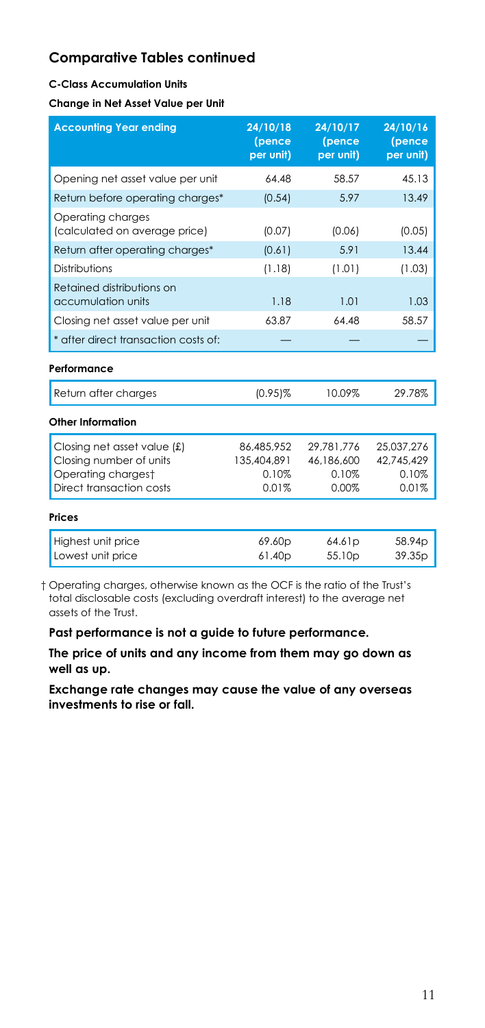## Comparative Tables continued

**C-Class Accumulation Units**

**Change in Net Asset Value per Unit**

| Accounting Year ending | 24/10/18 (pence per unit) | 24/10/17 (pence per unit) | 24/10/16 (pence per unit) |
|---|---|---|---|
| Opening net asset value per unit | 64.48 | 58.57 | 45.13 |
| Return before operating charges* | (0.54) | 5.97 | 13.49 |
| Operating charges (calculated on average price) | (0.07) | (0.06) | (0.05) |
| Return after operating charges* | (0.61) | 5.91 | 13.44 |
| Distributions | (1.18) | (1.01) | (1.03) |
| Retained distributions on accumulation units | 1.18 | 1.01 | 1.03 |
| Closing net asset value per unit | 63.87 | 64.48 | 58.57 |
| * after direct transaction costs of: | — | — | — |

**Performance**

| | | | |
|---|---|---|---|
| Return after charges | (0.95)% | 10.09% | 29.78% |

**Other Information**

| | | | |
|---|---|---|---|
| Closing net asset value (£) | 86,485,952 | 29,781,776 | 25,037,276 |
| Closing number of units | 135,404,891 | 46,186,600 | 42,745,429 |
| Operating charges† | 0.10% | 0.10% | 0.10% |
| Direct transaction costs | 0.01% | 0.00% | 0.01% |

**Prices**

| | | | |
|---|---|---|---|
| Highest unit price | 69.60p | 64.61p | 58.94p |
| Lowest unit price | 61.40p | 55.10p | 39.35p |

† Operating charges, otherwise known as the OCF is the ratio of the Trust's total disclosable costs (excluding overdraft interest) to the average net assets of the Trust.

**Past performance is not a guide to future performance.**

**The price of units and any income from them may go down as well as up.**

**Exchange rate changes may cause the value of any overseas investments to rise or fall.**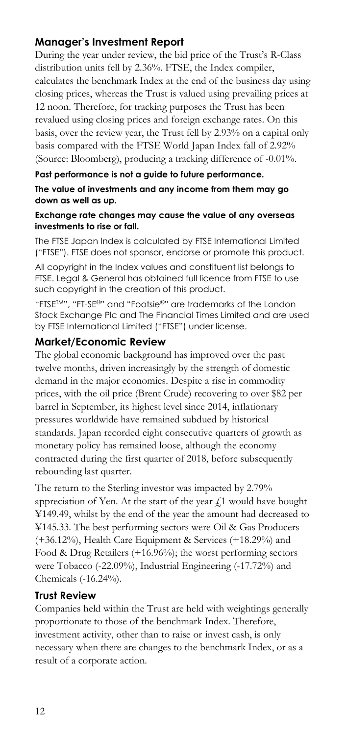## Manager's Investment Report

During the year under review, the bid price of the Trust's R-Class distribution units fell by 2.36%. FTSE, the Index compiler, calculates the benchmark Index at the end of the business day using closing prices, whereas the Trust is valued using prevailing prices at 12 noon. Therefore, for tracking purposes the Trust has been revalued using closing prices and foreign exchange rates. On this basis, over the review year, the Trust fell by 2.93% on a capital only basis compared with the FTSE World Japan Index fall of 2.92% (Source: Bloomberg), producing a tracking difference of -0.01%.

**Past performance is not a guide to future performance.**

**The value of investments and any income from them may go down as well as up.**

**Exchange rate changes may cause the value of any overseas investments to rise or fall.**

The FTSE Japan Index is calculated by FTSE International Limited ("FTSE"). FTSE does not sponsor, endorse or promote this product.

All copyright in the Index values and constituent list belongs to FTSE. Legal & General has obtained full licence from FTSE to use such copyright in the creation of this product.

"FTSE™", "FT-SE®" and "Footsie®" are trademarks of the London Stock Exchange Plc and The Financial Times Limited and are used by FTSE International Limited ("FTSE") under license.

## Market/Economic Review

The global economic background has improved over the past twelve months, driven increasingly by the strength of domestic demand in the major economies. Despite a rise in commodity prices, with the oil price (Brent Crude) recovering to over $82 per barrel in September, its highest level since 2014, inflationary pressures worldwide have remained subdued by historical standards. Japan recorded eight consecutive quarters of growth as monetary policy has remained loose, although the economy contracted during the first quarter of 2018, before subsequently rebounding last quarter.

The return to the Sterling investor was impacted by 2.79% appreciation of Yen. At the start of the year £1 would have bought ¥149.49, whilst by the end of the year the amount had decreased to ¥145.33. The best performing sectors were Oil & Gas Producers (+36.12%), Health Care Equipment & Services (+18.29%) and Food & Drug Retailers (+16.96%); the worst performing sectors were Tobacco (-22.09%), Industrial Engineering (-17.72%) and Chemicals (-16.24%).

## Trust Review

Companies held within the Trust are held with weightings generally proportionate to those of the benchmark Index. Therefore, investment activity, other than to raise or invest cash, is only necessary when there are changes to the benchmark Index, or as a result of a corporate action.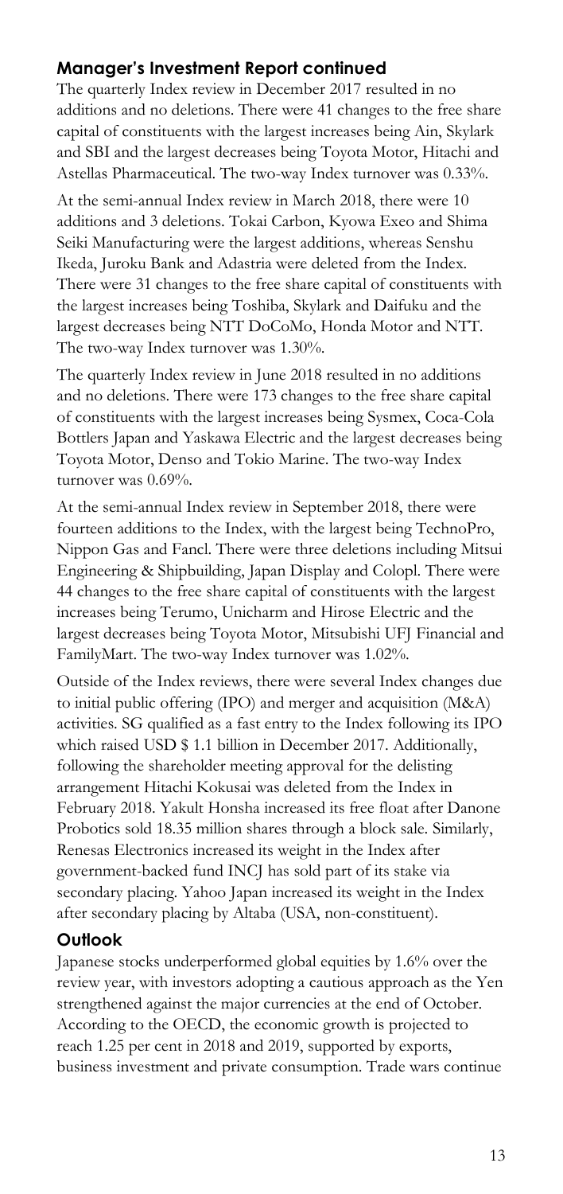## Manager's Investment Report continued

The quarterly Index review in December 2017 resulted in no additions and no deletions. There were 41 changes to the free share capital of constituents with the largest increases being Ain, Skylark and SBI and the largest decreases being Toyota Motor, Hitachi and Astellas Pharmaceutical. The two-way Index turnover was 0.33%.

At the semi-annual Index review in March 2018, there were 10 additions and 3 deletions. Tokai Carbon, Kyowa Exeo and Shima Seiki Manufacturing were the largest additions, whereas Senshu Ikeda, Juroku Bank and Adastria were deleted from the Index. There were 31 changes to the free share capital of constituents with the largest increases being Toshiba, Skylark and Daifuku and the largest decreases being NTT DoCoMo, Honda Motor and NTT. The two-way Index turnover was 1.30%.

The quarterly Index review in June 2018 resulted in no additions and no deletions. There were 173 changes to the free share capital of constituents with the largest increases being Sysmex, Coca-Cola Bottlers Japan and Yaskawa Electric and the largest decreases being Toyota Motor, Denso and Tokio Marine. The two-way Index turnover was 0.69%.

At the semi-annual Index review in September 2018, there were fourteen additions to the Index, with the largest being TechnoPro, Nippon Gas and Fancl. There were three deletions including Mitsui Engineering & Shipbuilding, Japan Display and Colopl. There were 44 changes to the free share capital of constituents with the largest increases being Terumo, Unicharm and Hirose Electric and the largest decreases being Toyota Motor, Mitsubishi UFJ Financial and FamilyMart. The two-way Index turnover was 1.02%.

Outside of the Index reviews, there were several Index changes due to initial public offering (IPO) and merger and acquisition (M&A) activities. SG qualified as a fast entry to the Index following its IPO which raised USD $ 1.1 billion in December 2017. Additionally, following the shareholder meeting approval for the delisting arrangement Hitachi Kokusai was deleted from the Index in February 2018. Yakult Honsha increased its free float after Danone Probotics sold 18.35 million shares through a block sale. Similarly, Renesas Electronics increased its weight in the Index after government-backed fund INCJ has sold part of its stake via secondary placing. Yahoo Japan increased its weight in the Index after secondary placing by Altaba (USA, non-constituent).

## Outlook

Japanese stocks underperformed global equities by 1.6% over the review year, with investors adopting a cautious approach as the Yen strengthened against the major currencies at the end of October. According to the OECD, the economic growth is projected to reach 1.25 per cent in 2018 and 2019, supported by exports, business investment and private consumption. Trade wars continue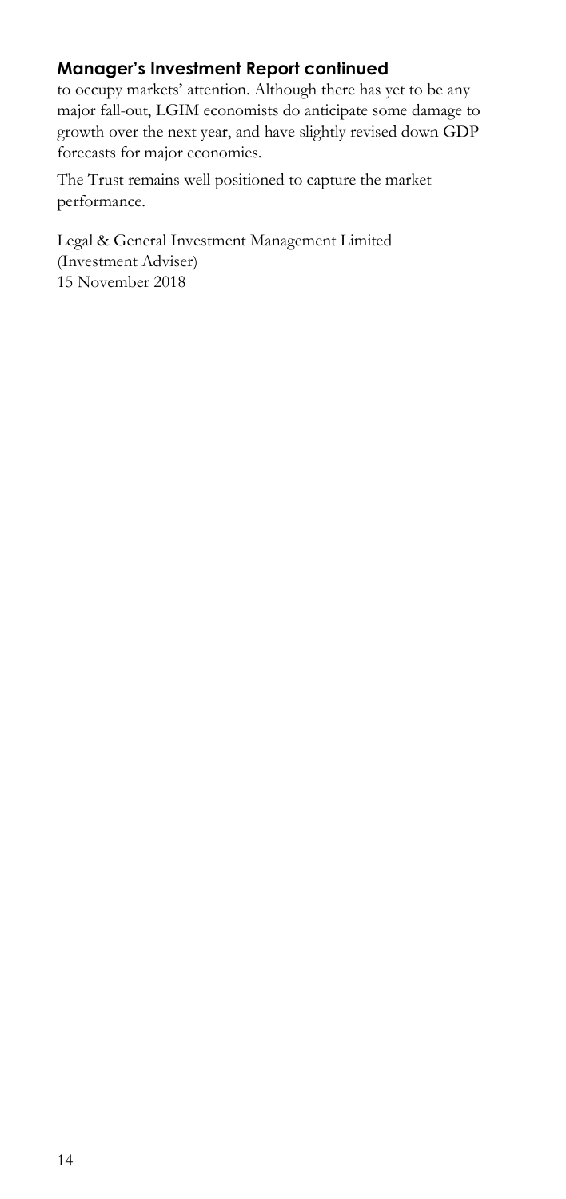## Manager's Investment Report continued

to occupy markets' attention. Although there has yet to be any major fall-out, LGIM economists do anticipate some damage to growth over the next year, and have slightly revised down GDP forecasts for major economies.

The Trust remains well positioned to capture the market performance.

Legal & General Investment Management Limited
(Investment Adviser)
15 November 2018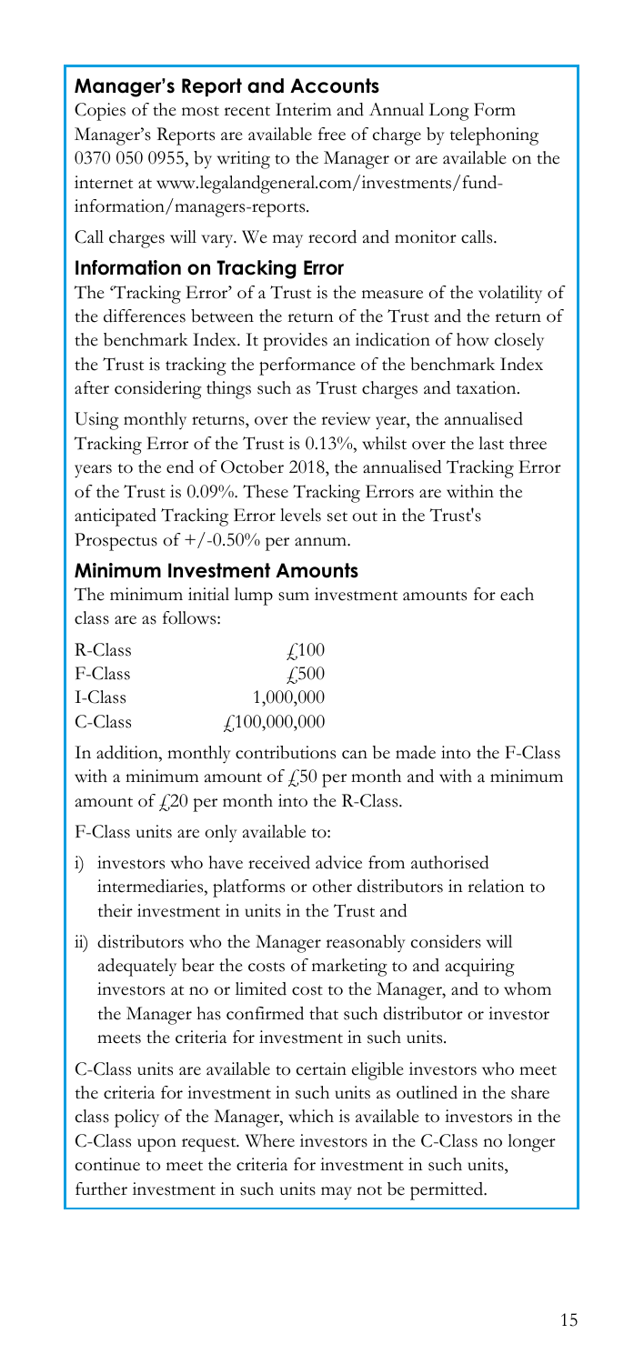## Manager's Report and Accounts

Copies of the most recent Interim and Annual Long Form Manager's Reports are available free of charge by telephoning 0370 050 0955, by writing to the Manager or are available on the internet at www.legalandgeneral.com/investments/fund-information/managers-reports.

Call charges will vary. We may record and monitor calls.

## Information on Tracking Error

The 'Tracking Error' of a Trust is the measure of the volatility of the differences between the return of the Trust and the return of the benchmark Index. It provides an indication of how closely the Trust is tracking the performance of the benchmark Index after considering things such as Trust charges and taxation.

Using monthly returns, over the review year, the annualised Tracking Error of the Trust is 0.13%, whilst over the last three years to the end of October 2018, the annualised Tracking Error of the Trust is 0.09%. These Tracking Errors are within the anticipated Tracking Error levels set out in the Trust's Prospectus of +/-0.50% per annum.

## Minimum Investment Amounts

The minimum initial lump sum investment amounts for each class are as follows:

| | |
|---|---|
| R-Class | £100 |
| F-Class | £500 |
| I-Class | 1,000,000 |
| C-Class | £100,000,000 |

In addition, monthly contributions can be made into the F-Class with a minimum amount of £50 per month and with a minimum amount of £20 per month into the R-Class.

F-Class units are only available to:

i) investors who have received advice from authorised intermediaries, platforms or other distributors in relation to their investment in units in the Trust and

ii) distributors who the Manager reasonably considers will adequately bear the costs of marketing to and acquiring investors at no or limited cost to the Manager, and to whom the Manager has confirmed that such distributor or investor meets the criteria for investment in such units.

C-Class units are available to certain eligible investors who meet the criteria for investment in such units as outlined in the share class policy of the Manager, which is available to investors in the C-Class upon request. Where investors in the C-Class no longer continue to meet the criteria for investment in such units, further investment in such units may not be permitted.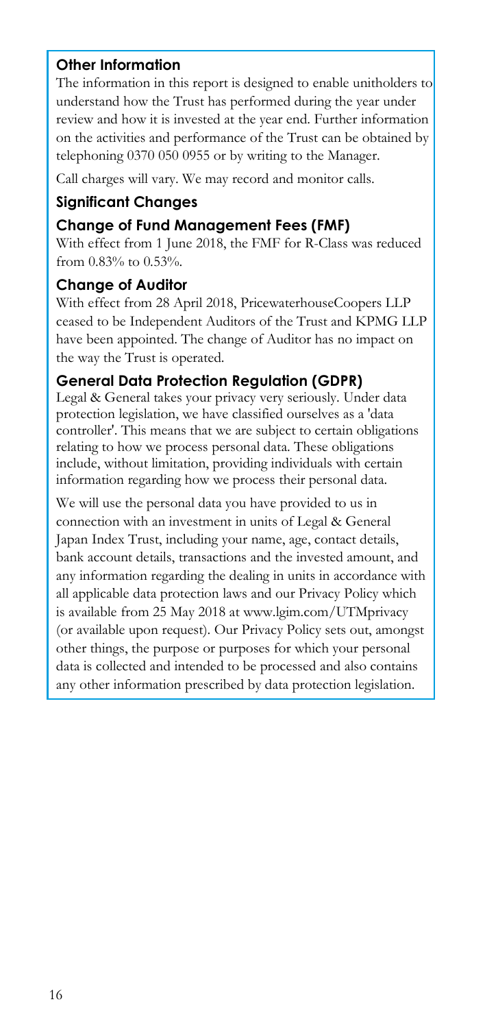## Other Information

The information in this report is designed to enable unitholders to understand how the Trust has performed during the year under review and how it is invested at the year end. Further information on the activities and performance of the Trust can be obtained by telephoning 0370 050 0955 or by writing to the Manager.

Call charges will vary. We may record and monitor calls.

## Significant Changes

### Change of Fund Management Fees (FMF)

With effect from 1 June 2018, the FMF for R-Class was reduced from 0.83% to 0.53%.

### Change of Auditor

With effect from 28 April 2018, PricewaterhouseCoopers LLP ceased to be Independent Auditors of the Trust and KPMG LLP have been appointed. The change of Auditor has no impact on the way the Trust is operated.

### General Data Protection Regulation (GDPR)

Legal & General takes your privacy very seriously. Under data protection legislation, we have classified ourselves as a 'data controller'. This means that we are subject to certain obligations relating to how we process personal data. These obligations include, without limitation, providing individuals with certain information regarding how we process their personal data.

We will use the personal data you have provided to us in connection with an investment in units of Legal & General Japan Index Trust, including your name, age, contact details, bank account details, transactions and the invested amount, and any information regarding the dealing in units in accordance with all applicable data protection laws and our Privacy Policy which is available from 25 May 2018 at www.lgim.com/UTMprivacy (or available upon request). Our Privacy Policy sets out, amongst other things, the purpose or purposes for which your personal data is collected and intended to be processed and also contains any other information prescribed by data protection legislation.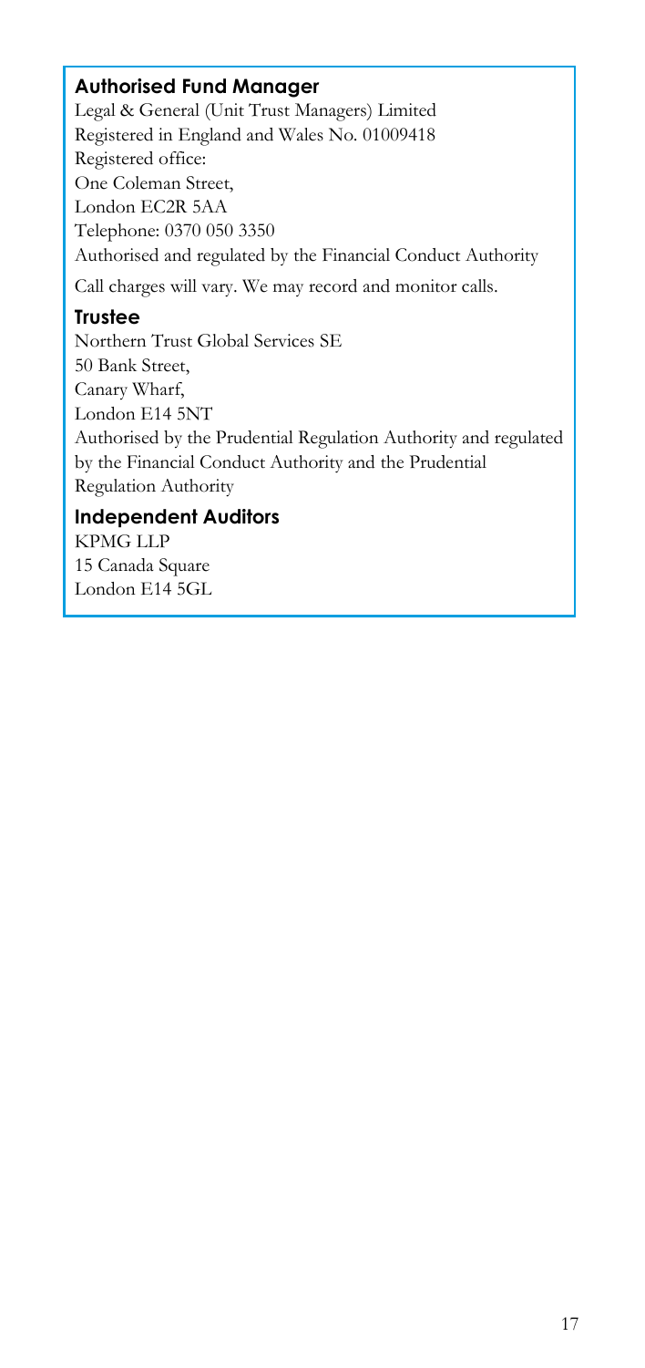## Authorised Fund Manager

Legal & General (Unit Trust Managers) Limited
Registered in England and Wales No. 01009418
Registered office:
One Coleman Street,
London EC2R 5AA
Telephone: 0370 050 3350
Authorised and regulated by the Financial Conduct Authority

Call charges will vary. We may record and monitor calls.

## Trustee

Northern Trust Global Services SE
50 Bank Street,
Canary Wharf,
London E14 5NT
Authorised by the Prudential Regulation Authority and regulated by the Financial Conduct Authority and the Prudential Regulation Authority

## Independent Auditors

KPMG LLP
15 Canada Square
London E14 5GL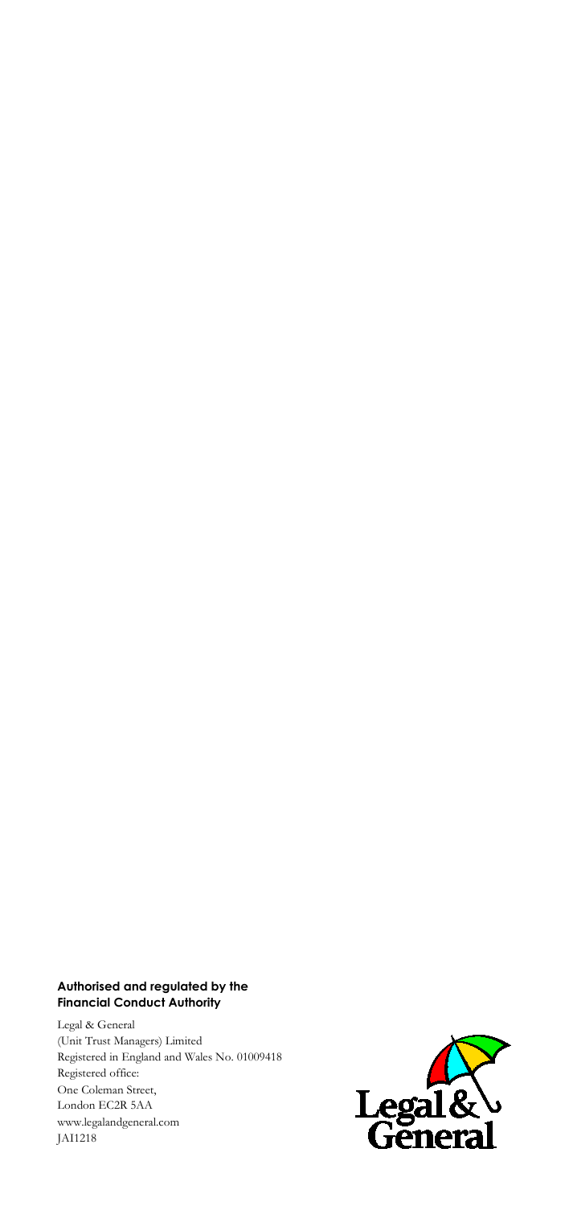**Authorised and regulated by the Financial Conduct Authority**

Legal & General
(Unit Trust Managers) Limited
Registered in England and Wales No. 01009418
Registered office:
One Coleman Street,
London EC2R 5AA
www.legalandgeneral.com
JAI1218